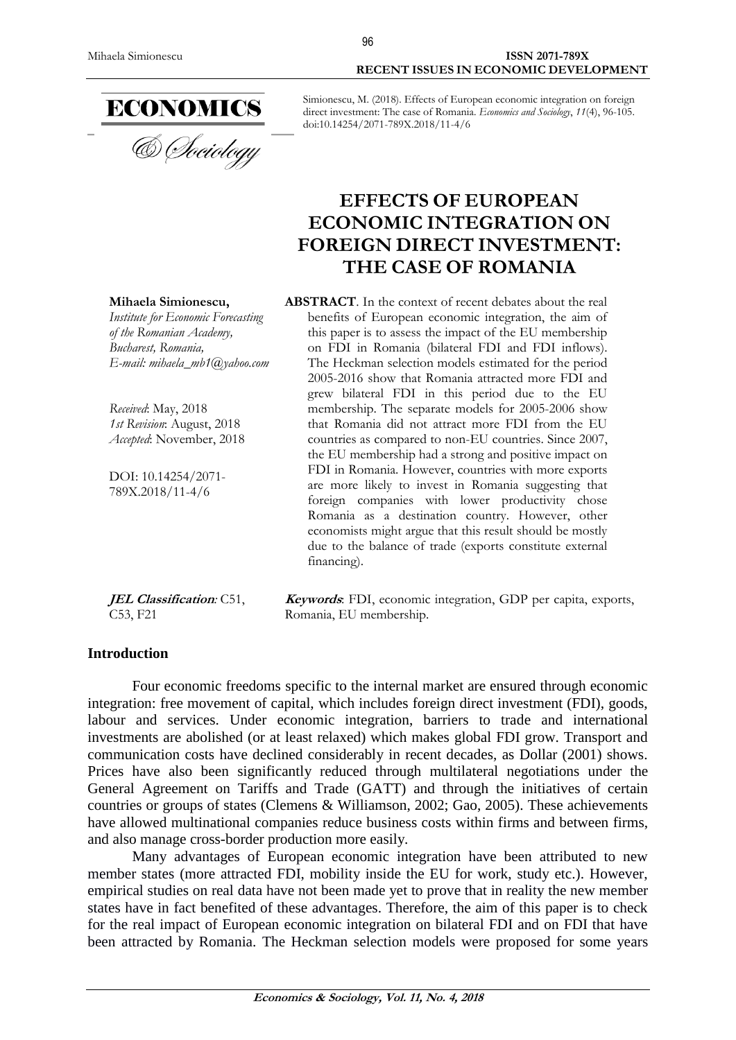Simionescu, M. (2018). Effects of European economic integration on foreign direct investment: The case of Romania. *Economics and Sociology*, *11*(4), 96-105. doi:10.14254/2071-789X.2018/11-4/6

# EFFECTS OF EUROPEAN ECONOMIC INTEGRATION ON FOREIGN DIRECT INVESTMENT: THE CASE OF ROMANIA

**Mihaela Simionescu,**
*Institute for Economic Forecasting of the Romanian Academy, Bucharest, Romania,*
*E-mail: mihaela_mb1@yahoo.com*

*Received*: May, 2018
*1st Revision*: August, 2018
*Accepted*: November, 2018

DOI: 10.14254/2071-789X.2018/11-4/6

**ABSTRACT**. In the context of recent debates about the real benefits of European economic integration, the aim of this paper is to assess the impact of the EU membership on FDI in Romania (bilateral FDI and FDI inflows). The Heckman selection models estimated for the period 2005-2016 show that Romania attracted more FDI and grew bilateral FDI in this period due to the EU membership. The separate models for 2005-2006 show that Romania did not attract more FDI from the EU countries as compared to non-EU countries. Since 2007, the EU membership had a strong and positive impact on FDI in Romania. However, countries with more exports are more likely to invest in Romania suggesting that foreign companies with lower productivity chose Romania as a destination country. However, other economists might argue that this result should be mostly due to the balance of trade (exports constitute external financing).

***JEL Classification:*** C51, C53, F21

***Keywords***: FDI, economic integration, GDP per capita, exports, Romania, EU membership.

## Introduction

Four economic freedoms specific to the internal market are ensured through economic integration: free movement of capital, which includes foreign direct investment (FDI), goods, labour and services. Under economic integration, barriers to trade and international investments are abolished (or at least relaxed) which makes global FDI grow. Transport and communication costs have declined considerably in recent decades, as Dollar (2001) shows. Prices have also been significantly reduced through multilateral negotiations under the General Agreement on Tariffs and Trade (GATT) and through the initiatives of certain countries or groups of states (Clemens & Williamson, 2002; Gao, 2005). These achievements have allowed multinational companies reduce business costs within firms and between firms, and also manage cross-border production more easily.

Many advantages of European economic integration have been attributed to new member states (more attracted FDI, mobility inside the EU for work, study etc.). However, empirical studies on real data have not been made yet to prove that in reality the new member states have in fact benefited of these advantages. Therefore, the aim of this paper is to check for the real impact of European economic integration on bilateral FDI and on FDI that have been attracted by Romania. The Heckman selection models were proposed for some years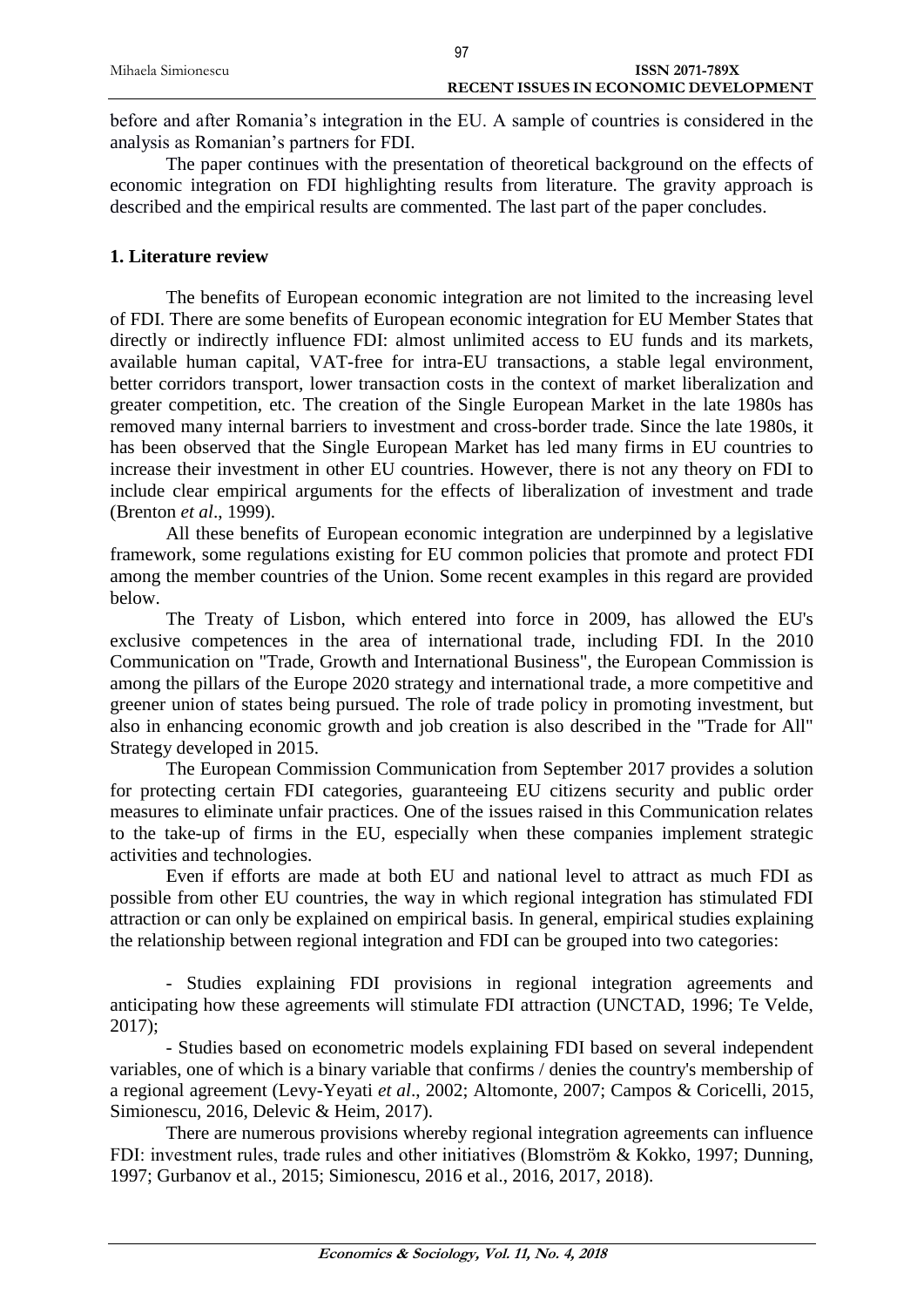before and after Romania's integration in the EU. A sample of countries is considered in the analysis as Romanian's partners for FDI.

The paper continues with the presentation of theoretical background on the effects of economic integration on FDI highlighting results from literature. The gravity approach is described and the empirical results are commented. The last part of the paper concludes.

## 1. Literature review

The benefits of European economic integration are not limited to the increasing level of FDI. There are some benefits of European economic integration for EU Member States that directly or indirectly influence FDI: almost unlimited access to EU funds and its markets, available human capital, VAT-free for intra-EU transactions, a stable legal environment, better corridors transport, lower transaction costs in the context of market liberalization and greater competition, etc. The creation of the Single European Market in the late 1980s has removed many internal barriers to investment and cross-border trade. Since the late 1980s, it has been observed that the Single European Market has led many firms in EU countries to increase their investment in other EU countries. However, there is not any theory on FDI to include clear empirical arguments for the effects of liberalization of investment and trade (Brenton *et al*., 1999).

All these benefits of European economic integration are underpinned by a legislative framework, some regulations existing for EU common policies that promote and protect FDI among the member countries of the Union. Some recent examples in this regard are provided below.

The Treaty of Lisbon, which entered into force in 2009, has allowed the EU's exclusive competences in the area of international trade, including FDI. In the 2010 Communication on "Trade, Growth and International Business", the European Commission is among the pillars of the Europe 2020 strategy and international trade, a more competitive and greener union of states being pursued. The role of trade policy in promoting investment, but also in enhancing economic growth and job creation is also described in the "Trade for All" Strategy developed in 2015.

The European Commission Communication from September 2017 provides a solution for protecting certain FDI categories, guaranteeing EU citizens security and public order measures to eliminate unfair practices. One of the issues raised in this Communication relates to the take-up of firms in the EU, especially when these companies implement strategic activities and technologies.

Even if efforts are made at both EU and national level to attract as much FDI as possible from other EU countries, the way in which regional integration has stimulated FDI attraction or can only be explained on empirical basis. In general, empirical studies explaining the relationship between regional integration and FDI can be grouped into two categories:

- Studies explaining FDI provisions in regional integration agreements and anticipating how these agreements will stimulate FDI attraction (UNCTAD, 1996; Te Velde, 2017);
- Studies based on econometric models explaining FDI based on several independent variables, one of which is a binary variable that confirms / denies the country's membership of a regional agreement (Levy-Yeyati *et al*., 2002; Altomonte, 2007; Campos & Coricelli, 2015, Simionescu, 2016, Delevic & Heim, 2017).

There are numerous provisions whereby regional integration agreements can influence FDI: investment rules, trade rules and other initiatives (Blomström & Kokko, 1997; Dunning, 1997; Gurbanov et al., 2015; Simionescu, 2016 et al., 2016, 2017, 2018).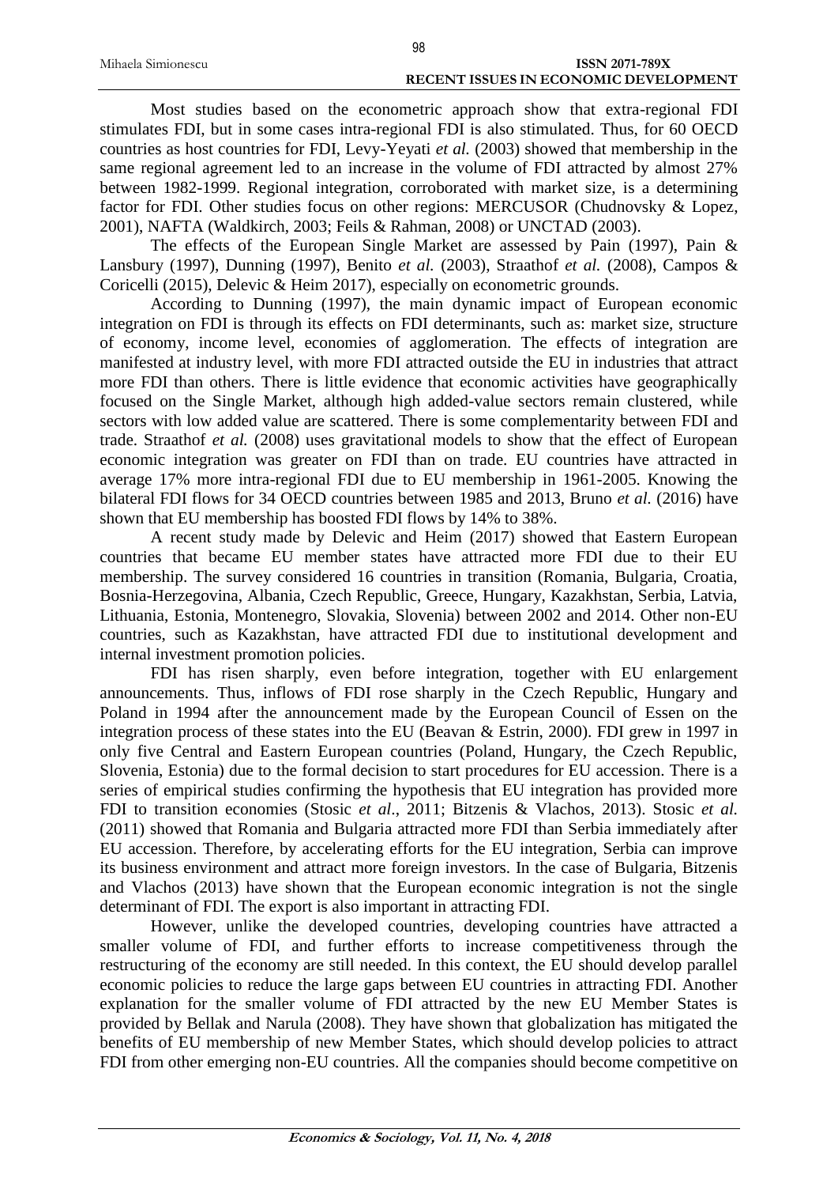Most studies based on the econometric approach show that extra-regional FDI stimulates FDI, but in some cases intra-regional FDI is also stimulated. Thus, for 60 OECD countries as host countries for FDI, Levy-Yeyati *et al.* (2003) showed that membership in the same regional agreement led to an increase in the volume of FDI attracted by almost 27% between 1982-1999. Regional integration, corroborated with market size, is a determining factor for FDI. Other studies focus on other regions: MERCUSOR (Chudnovsky & Lopez, 2001), NAFTA (Waldkirch, 2003; Feils & Rahman, 2008) or UNCTAD (2003).

The effects of the European Single Market are assessed by Pain (1997), Pain & Lansbury (1997), Dunning (1997), Benito *et al.* (2003), Straathof *et al.* (2008), Campos & Coricelli (2015), Delevic & Heim 2017), especially on econometric grounds.

According to Dunning (1997), the main dynamic impact of European economic integration on FDI is through its effects on FDI determinants, such as: market size, structure of economy, income level, economies of agglomeration. The effects of integration are manifested at industry level, with more FDI attracted outside the EU in industries that attract more FDI than others. There is little evidence that economic activities have geographically focused on the Single Market, although high added-value sectors remain clustered, while sectors with low added value are scattered. There is some complementarity between FDI and trade. Straathof *et al.* (2008) uses gravitational models to show that the effect of European economic integration was greater on FDI than on trade. EU countries have attracted in average 17% more intra-regional FDI due to EU membership in 1961-2005. Knowing the bilateral FDI flows for 34 OECD countries between 1985 and 2013, Bruno *et al.* (2016) have shown that EU membership has boosted FDI flows by 14% to 38%.

A recent study made by Delevic and Heim (2017) showed that Eastern European countries that became EU member states have attracted more FDI due to their EU membership. The survey considered 16 countries in transition (Romania, Bulgaria, Croatia, Bosnia-Herzegovina, Albania, Czech Republic, Greece, Hungary, Kazakhstan, Serbia, Latvia, Lithuania, Estonia, Montenegro, Slovakia, Slovenia) between 2002 and 2014. Other non-EU countries, such as Kazakhstan, have attracted FDI due to institutional development and internal investment promotion policies.

FDI has risen sharply, even before integration, together with EU enlargement announcements. Thus, inflows of FDI rose sharply in the Czech Republic, Hungary and Poland in 1994 after the announcement made by the European Council of Essen on the integration process of these states into the EU (Beavan & Estrin, 2000). FDI grew in 1997 in only five Central and Eastern European countries (Poland, Hungary, the Czech Republic, Slovenia, Estonia) due to the formal decision to start procedures for EU accession. There is a series of empirical studies confirming the hypothesis that EU integration has provided more FDI to transition economies (Stosic *et al*., 2011; Bitzenis & Vlachos, 2013). Stosic *et al.* (2011) showed that Romania and Bulgaria attracted more FDI than Serbia immediately after EU accession. Therefore, by accelerating efforts for the EU integration, Serbia can improve its business environment and attract more foreign investors. In the case of Bulgaria, Bitzenis and Vlachos (2013) have shown that the European economic integration is not the single determinant of FDI. The export is also important in attracting FDI.

However, unlike the developed countries, developing countries have attracted a smaller volume of FDI, and further efforts to increase competitiveness through the restructuring of the economy are still needed. In this context, the EU should develop parallel economic policies to reduce the large gaps between EU countries in attracting FDI. Another explanation for the smaller volume of FDI attracted by the new EU Member States is provided by Bellak and Narula (2008). They have shown that globalization has mitigated the benefits of EU membership of new Member States, which should develop policies to attract FDI from other emerging non-EU countries. All the companies should become competitive on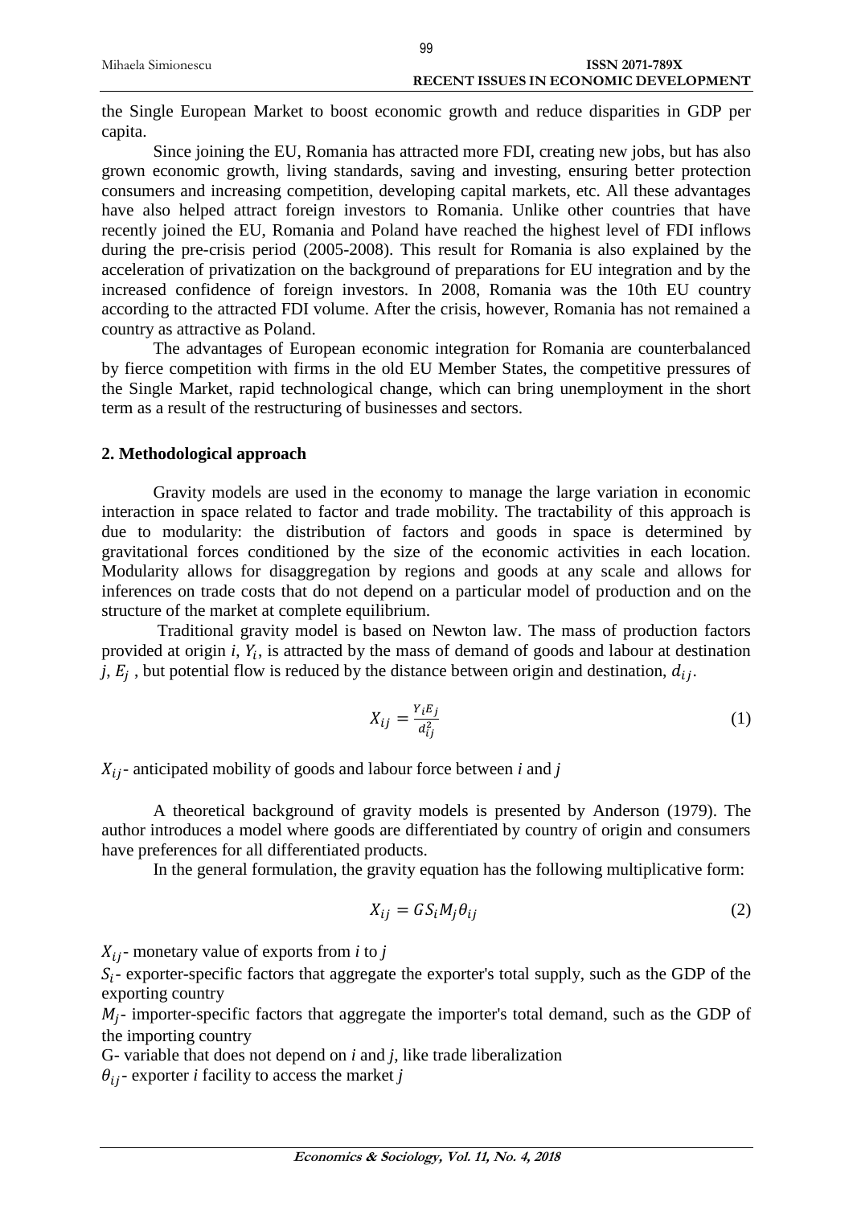the Single European Market to boost economic growth and reduce disparities in GDP per capita.

Since joining the EU, Romania has attracted more FDI, creating new jobs, but has also grown economic growth, living standards, saving and investing, ensuring better protection consumers and increasing competition, developing capital markets, etc. All these advantages have also helped attract foreign investors to Romania. Unlike other countries that have recently joined the EU, Romania and Poland have reached the highest level of FDI inflows during the pre-crisis period (2005-2008). This result for Romania is also explained by the acceleration of privatization on the background of preparations for EU integration and by the increased confidence of foreign investors. In 2008, Romania was the 10th EU country according to the attracted FDI volume. After the crisis, however, Romania has not remained a country as attractive as Poland.

The advantages of European economic integration for Romania are counterbalanced by fierce competition with firms in the old EU Member States, the competitive pressures of the Single Market, rapid technological change, which can bring unemployment in the short term as a result of the restructuring of businesses and sectors.

## 2. Methodological approach

Gravity models are used in the economy to manage the large variation in economic interaction in space related to factor and trade mobility. The tractability of this approach is due to modularity: the distribution of factors and goods in space is determined by gravitational forces conditioned by the size of the economic activities in each location. Modularity allows for disaggregation by regions and goods at any scale and allows for inferences on trade costs that do not depend on a particular model of production and on the structure of the market at complete equilibrium.

Traditional gravity model is based on Newton law. The mass of production factors provided at origin *i*, $Y_i$, is attracted by the mass of demand of goods and labour at destination *j*, $E_j$ , but potential flow is reduced by the distance between origin and destination, $d_{ij}$.

$$X_{ij} = \frac{Y_i E_j}{d_{ij}^2} \tag{1}$$

$X_{ij}$- anticipated mobility of goods and labour force between *i* and *j*

A theoretical background of gravity models is presented by Anderson (1979). The author introduces a model where goods are differentiated by country of origin and consumers have preferences for all differentiated products.

In the general formulation, the gravity equation has the following multiplicative form:

$$X_{ij} = GS_i M_j \theta_{ij} \tag{2}$$

$X_{ij}$- monetary value of exports from *i* to *j*

$S_i$- exporter-specific factors that aggregate the exporter's total supply, such as the GDP of the exporting country

$M_j$- importer-specific factors that aggregate the importer's total demand, such as the GDP of the importing country

G- variable that does not depend on *i* and *j*, like trade liberalization

$\theta_{ij}$- exporter *i* facility to access the market *j*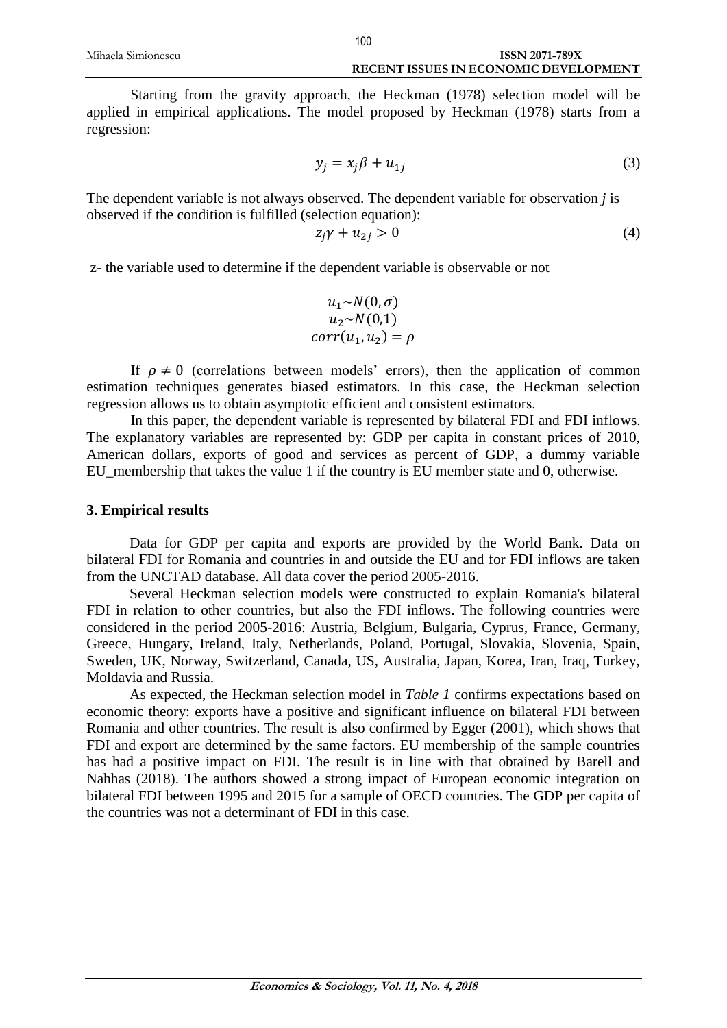Starting from the gravity approach, the Heckman (1978) selection model will be applied in empirical applications. The model proposed by Heckman (1978) starts from a regression:

$$y_j = x_j\beta + u_{1j} \tag{3}$$

The dependent variable is not always observed. The dependent variable for observation *j* is observed if the condition is fulfilled (selection equation):

$$z_j\gamma + u_{2j} > 0 \tag{4}$$

z- the variable used to determine if the dependent variable is observable or not

$$u_1 \sim N(0, \sigma)$$
$$u_2 \sim N(0,1)$$
$$corr(u_1, u_2) = \rho$$

If $\rho \neq 0$ (correlations between models' errors), then the application of common estimation techniques generates biased estimators. In this case, the Heckman selection regression allows us to obtain asymptotic efficient and consistent estimators.

In this paper, the dependent variable is represented by bilateral FDI and FDI inflows. The explanatory variables are represented by: GDP per capita in constant prices of 2010, American dollars, exports of good and services as percent of GDP, a dummy variable EU_membership that takes the value 1 if the country is EU member state and 0, otherwise.

## 3. Empirical results

Data for GDP per capita and exports are provided by the World Bank. Data on bilateral FDI for Romania and countries in and outside the EU and for FDI inflows are taken from the UNCTAD database. All data cover the period 2005-2016.

Several Heckman selection models were constructed to explain Romania's bilateral FDI in relation to other countries, but also the FDI inflows. The following countries were considered in the period 2005-2016: Austria, Belgium, Bulgaria, Cyprus, France, Germany, Greece, Hungary, Ireland, Italy, Netherlands, Poland, Portugal, Slovakia, Slovenia, Spain, Sweden, UK, Norway, Switzerland, Canada, US, Australia, Japan, Korea, Iran, Iraq, Turkey, Moldavia and Russia.

As expected, the Heckman selection model in *Table 1* confirms expectations based on economic theory: exports have a positive and significant influence on bilateral FDI between Romania and other countries. The result is also confirmed by Egger (2001), which shows that FDI and export are determined by the same factors. EU membership of the sample countries has had a positive impact on FDI. The result is in line with that obtained by Barell and Nahhas (2018). The authors showed a strong impact of European economic integration on bilateral FDI between 1995 and 2015 for a sample of OECD countries. The GDP per capita of the countries was not a determinant of FDI in this case.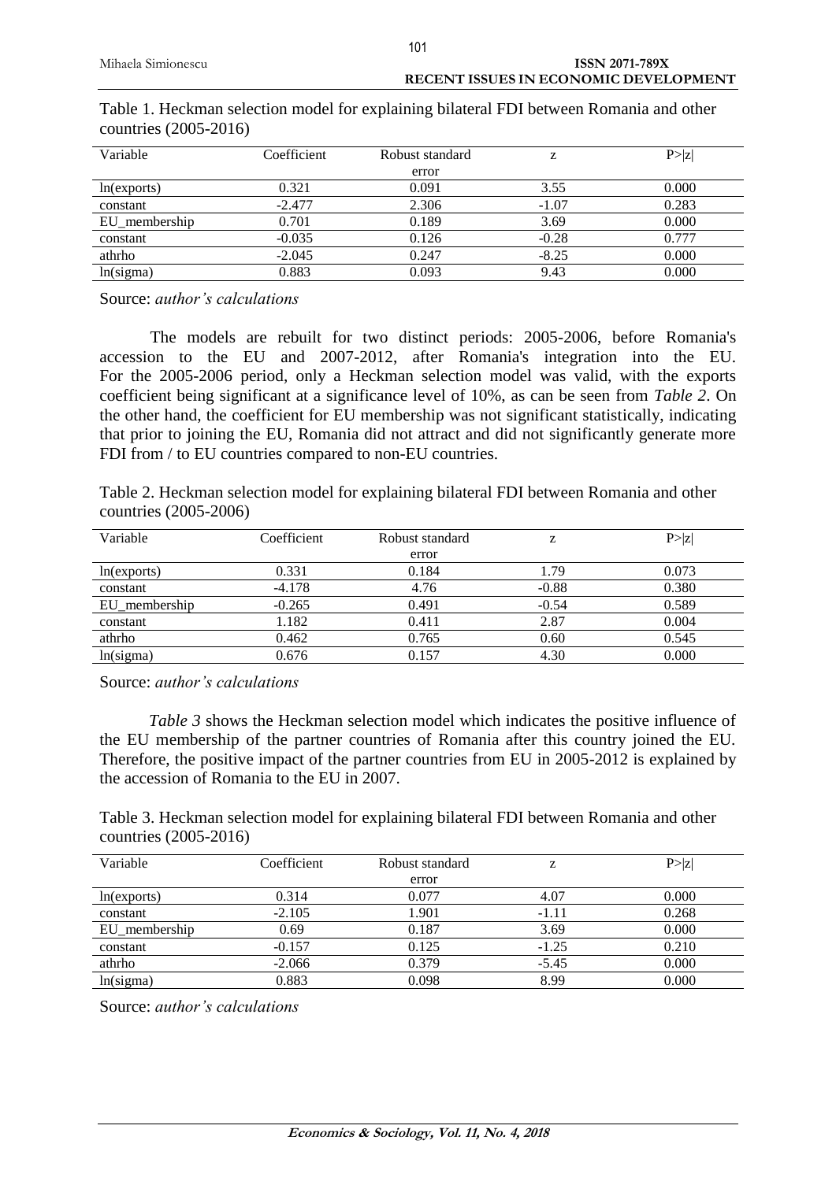Table 1. Heckman selection model for explaining bilateral FDI between Romania and other countries (2005-2016)

| Variable | Coefficient | Robust standard error | z | P>\|z\| |
|---|---|---|---|---|
| ln(exports) | 0.321 | 0.091 | 3.55 | 0.000 |
| constant | -2.477 | 2.306 | -1.07 | 0.283 |
| EU_membership | 0.701 | 0.189 | 3.69 | 0.000 |
| constant | -0.035 | 0.126 | -0.28 | 0.777 |
| athrho | -2.045 | 0.247 | -8.25 | 0.000 |
| ln(sigma) | 0.883 | 0.093 | 9.43 | 0.000 |

Source: *author's calculations*

The models are rebuilt for two distinct periods: 2005-2006, before Romania's accession to the EU and 2007-2012, after Romania's integration into the EU. For the 2005-2006 period, only a Heckman selection model was valid, with the exports coefficient being significant at a significance level of 10%, as can be seen from *Table 2*. On the other hand, the coefficient for EU membership was not significant statistically, indicating that prior to joining the EU, Romania did not attract and did not significantly generate more FDI from / to EU countries compared to non-EU countries.

Table 2. Heckman selection model for explaining bilateral FDI between Romania and other countries (2005-2006)

| Variable | Coefficient | Robust standard error | z | P>\|z\| |
|---|---|---|---|---|
| ln(exports) | 0.331 | 0.184 | 1.79 | 0.073 |
| constant | -4.178 | 4.76 | -0.88 | 0.380 |
| EU_membership | -0.265 | 0.491 | -0.54 | 0.589 |
| constant | 1.182 | 0.411 | 2.87 | 0.004 |
| athrho | 0.462 | 0.765 | 0.60 | 0.545 |
| ln(sigma) | 0.676 | 0.157 | 4.30 | 0.000 |

Source: *author's calculations*

*Table 3* shows the Heckman selection model which indicates the positive influence of the EU membership of the partner countries of Romania after this country joined the EU. Therefore, the positive impact of the partner countries from EU in 2005-2012 is explained by the accession of Romania to the EU in 2007.

Table 3. Heckman selection model for explaining bilateral FDI between Romania and other countries (2005-2016)

| Variable | Coefficient | Robust standard error | z | P>\|z\| |
|---|---|---|---|---|
| ln(exports) | 0.314 | 0.077 | 4.07 | 0.000 |
| constant | -2.105 | 1.901 | -1.11 | 0.268 |
| EU_membership | 0.69 | 0.187 | 3.69 | 0.000 |
| constant | -0.157 | 0.125 | -1.25 | 0.210 |
| athrho | -2.066 | 0.379 | -5.45 | 0.000 |
| ln(sigma) | 0.883 | 0.098 | 8.99 | 0.000 |

Source: *author's calculations*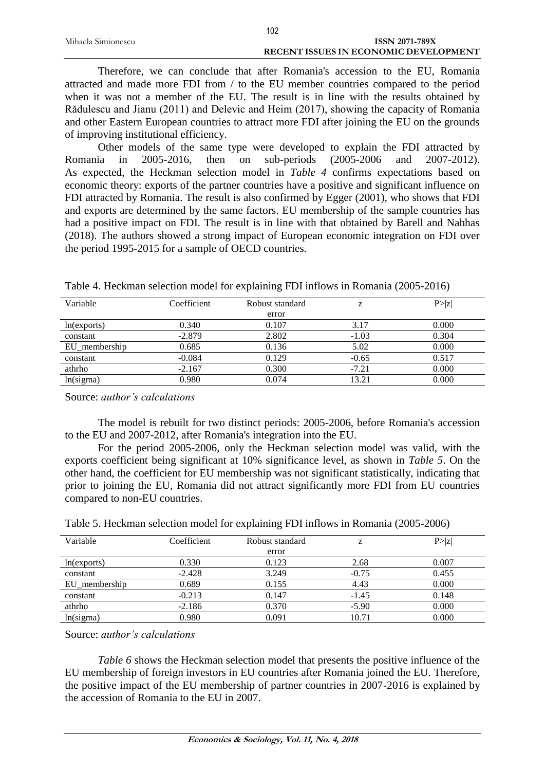Therefore, we can conclude that after Romania's accession to the EU, Romania attracted and made more FDI from / to the EU member countries compared to the period when it was not a member of the EU. The result is in line with the results obtained by Rădulescu and Jianu (2011) and Delevic and Heim (2017), showing the capacity of Romania and other Eastern European countries to attract more FDI after joining the EU on the grounds of improving institutional efficiency.

Other models of the same type were developed to explain the FDI attracted by Romania in 2005-2016, then on sub-periods (2005-2006 and 2007-2012). As expected, the Heckman selection model in *Table 4* confirms expectations based on economic theory: exports of the partner countries have a positive and significant influence on FDI attracted by Romania. The result is also confirmed by Egger (2001), who shows that FDI and exports are determined by the same factors. EU membership of the sample countries has had a positive impact on FDI. The result is in line with that obtained by Barell and Nahhas (2018). The authors showed a strong impact of European economic integration on FDI over the period 1995-2015 for a sample of OECD countries.

Table 4. Heckman selection model for explaining FDI inflows in Romania (2005-2016)

| Variable | Coefficient | Robust standard error | z | P>\|z\| |
|---|---|---|---|---|
| ln(exports) | 0.340 | 0.107 | 3.17 | 0.000 |
| constant | -2.879 | 2.802 | -1.03 | 0.304 |
| EU_membership | 0.685 | 0.136 | 5.02 | 0.000 |
| constant | -0.084 | 0.129 | -0.65 | 0.517 |
| athrho | -2.167 | 0.300 | -7.21 | 0.000 |
| ln(sigma) | 0.980 | 0.074 | 13.21 | 0.000 |

Source: *author's calculations*

The model is rebuilt for two distinct periods: 2005-2006, before Romania's accession to the EU and 2007-2012, after Romania's integration into the EU.

For the period 2005-2006, only the Heckman selection model was valid, with the exports coefficient being significant at 10% significance level, as shown in *Table 5*. On the other hand, the coefficient for EU membership was not significant statistically, indicating that prior to joining the EU, Romania did not attract significantly more FDI from EU countries compared to non-EU countries.

Table 5. Heckman selection model for explaining FDI inflows in Romania (2005-2006)

| Variable | Coefficient | Robust standard error | z | P>\|z\| |
|---|---|---|---|---|
| ln(exports) | 0.330 | 0.123 | 2.68 | 0.007 |
| constant | -2.428 | 3.249 | -0.75 | 0.455 |
| EU_membership | 0.689 | 0.155 | 4.43 | 0.000 |
| constant | -0.213 | 0.147 | -1.45 | 0.148 |
| athrho | -2.186 | 0.370 | -5.90 | 0.000 |
| ln(sigma) | 0.980 | 0.091 | 10.71 | 0.000 |

Source: *author's calculations*

*Table 6* shows the Heckman selection model that presents the positive influence of the EU membership of foreign investors in EU countries after Romania joined the EU. Therefore, the positive impact of the EU membership of partner countries in 2007-2016 is explained by the accession of Romania to the EU in 2007.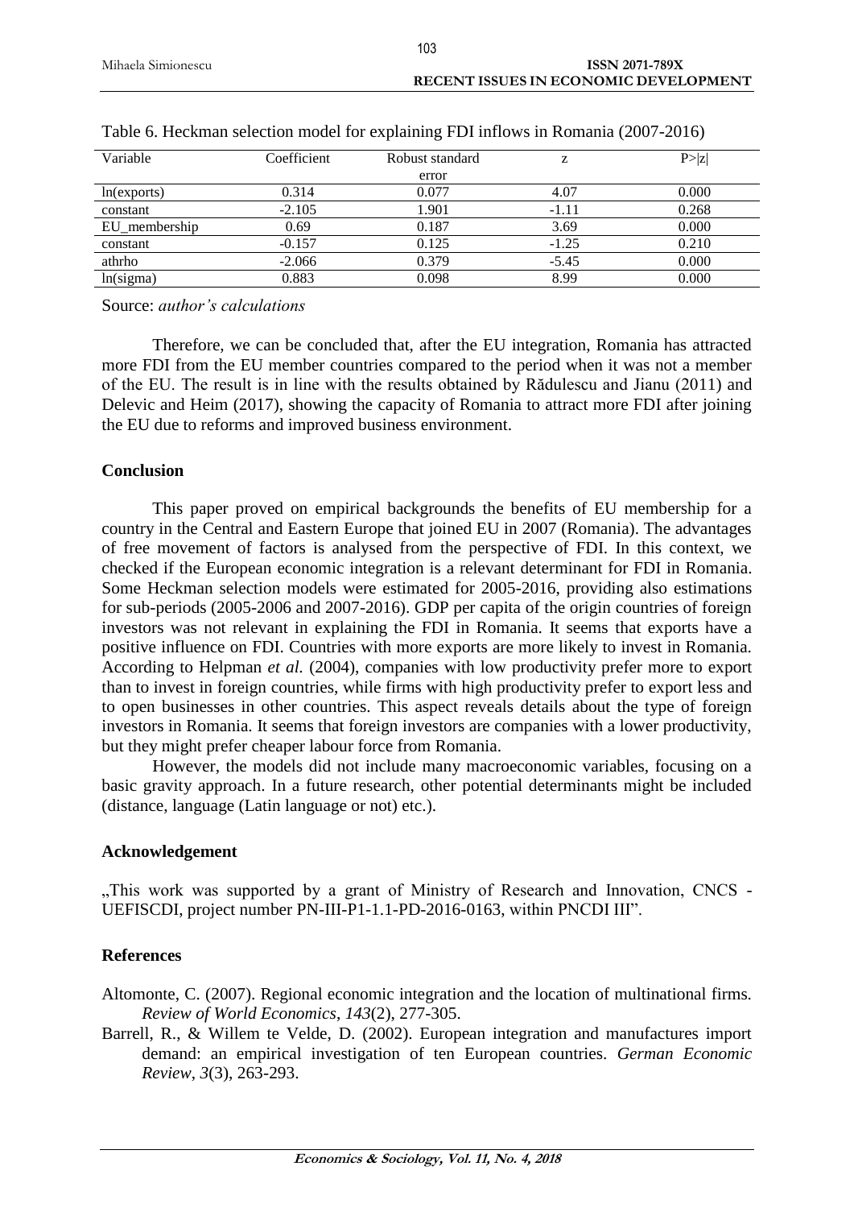Table 6. Heckman selection model for explaining FDI inflows in Romania (2007-2016)

| Variable | Coefficient | Robust standard error | z | P>\|z\| |
|---|---|---|---|---|
| ln(exports) | 0.314 | 0.077 | 4.07 | 0.000 |
| constant | -2.105 | 1.901 | -1.11 | 0.268 |
| EU_membership | 0.69 | 0.187 | 3.69 | 0.000 |
| constant | -0.157 | 0.125 | -1.25 | 0.210 |
| athrho | -2.066 | 0.379 | -5.45 | 0.000 |
| ln(sigma) | 0.883 | 0.098 | 8.99 | 0.000 |

Source: *author's calculations*

Therefore, we can be concluded that, after the EU integration, Romania has attracted more FDI from the EU member countries compared to the period when it was not a member of the EU. The result is in line with the results obtained by Rădulescu and Jianu (2011) and Delevic and Heim (2017), showing the capacity of Romania to attract more FDI after joining the EU due to reforms and improved business environment.

## Conclusion

This paper proved on empirical backgrounds the benefits of EU membership for a country in the Central and Eastern Europe that joined EU in 2007 (Romania). The advantages of free movement of factors is analysed from the perspective of FDI. In this context, we checked if the European economic integration is a relevant determinant for FDI in Romania. Some Heckman selection models were estimated for 2005-2016, providing also estimations for sub-periods (2005-2006 and 2007-2016). GDP per capita of the origin countries of foreign investors was not relevant in explaining the FDI in Romania. It seems that exports have a positive influence on FDI. Countries with more exports are more likely to invest in Romania. According to Helpman *et al.* (2004), companies with low productivity prefer more to export than to invest in foreign countries, while firms with high productivity prefer to export less and to open businesses in other countries. This aspect reveals details about the type of foreign investors in Romania. It seems that foreign investors are companies with a lower productivity, but they might prefer cheaper labour force from Romania.

However, the models did not include many macroeconomic variables, focusing on a basic gravity approach. In a future research, other potential determinants might be included (distance, language (Latin language or not) etc.).

## Acknowledgement

„This work was supported by a grant of Ministry of Research and Innovation, CNCS - UEFISCDI, project number PN-III-P1-1.1-PD-2016-0163, within PNCDI III".

## References

Altomonte, C. (2007). Regional economic integration and the location of multinational firms. *Review of World Economics*, *143*(2), 277-305.

Barrell, R., & Willem te Velde, D. (2002). European integration and manufactures import demand: an empirical investigation of ten European countries. *German Economic Review*, *3*(3), 263-293.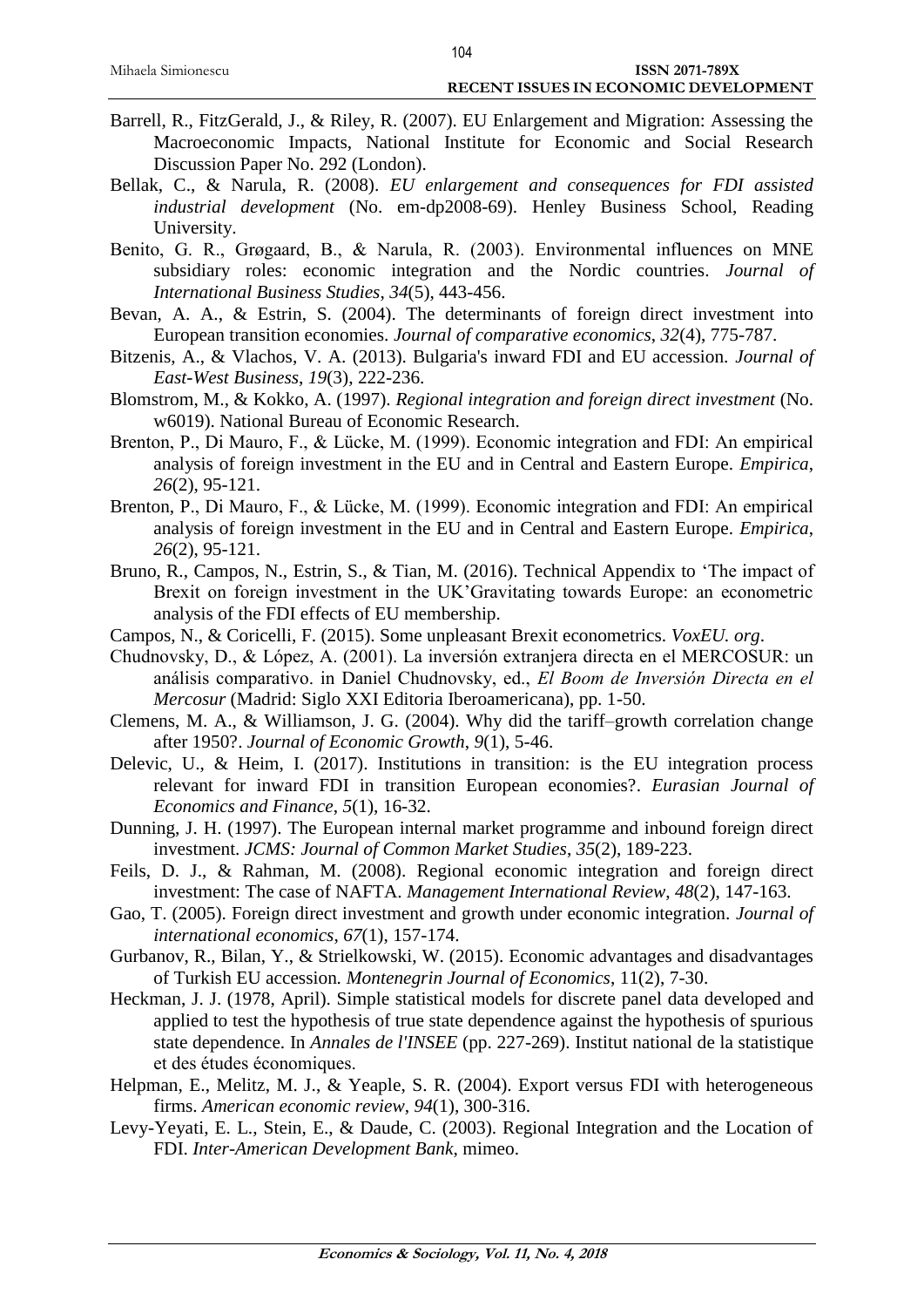Barrell, R., FitzGerald, J., & Riley, R. (2007). EU Enlargement and Migration: Assessing the Macroeconomic Impacts, National Institute for Economic and Social Research Discussion Paper No. 292 (London).

Bellak, C., & Narula, R. (2008). *EU enlargement and consequences for FDI assisted industrial development* (No. em-dp2008-69). Henley Business School, Reading University.

Benito, G. R., Grøgaard, B., & Narula, R. (2003). Environmental influences on MNE subsidiary roles: economic integration and the Nordic countries. *Journal of International Business Studies*, *34*(5), 443-456.

Bevan, A. A., & Estrin, S. (2004). The determinants of foreign direct investment into European transition economies. *Journal of comparative economics*, *32*(4), 775-787.

Bitzenis, A., & Vlachos, V. A. (2013). Bulgaria's inward FDI and EU accession. *Journal of East-West Business*, *19*(3), 222-236.

Blomstrom, M., & Kokko, A. (1997). *Regional integration and foreign direct investment* (No. w6019). National Bureau of Economic Research.

Brenton, P., Di Mauro, F., & Lücke, M. (1999). Economic integration and FDI: An empirical analysis of foreign investment in the EU and in Central and Eastern Europe. *Empirica*, *26*(2), 95-121.

Brenton, P., Di Mauro, F., & Lücke, M. (1999). Economic integration and FDI: An empirical analysis of foreign investment in the EU and in Central and Eastern Europe. *Empirica*, *26*(2), 95-121.

Bruno, R., Campos, N., Estrin, S., & Tian, M. (2016). Technical Appendix to 'The impact of Brexit on foreign investment in the UK'Gravitating towards Europe: an econometric analysis of the FDI effects of EU membership.

Campos, N., & Coricelli, F. (2015). Some unpleasant Brexit econometrics. *VoxEU. org*.

Chudnovsky, D., & López, A. (2001). La inversión extranjera directa en el MERCOSUR: un análisis comparativo. in Daniel Chudnovsky, ed., *El Boom de Inversión Directa en el Mercosur* (Madrid: Siglo XXI Editoria Iberoamericana), pp. 1-50.

Clemens, M. A., & Williamson, J. G. (2004). Why did the tariff–growth correlation change after 1950?. *Journal of Economic Growth*, *9*(1), 5-46.

Delevic, U., & Heim, I. (2017). Institutions in transition: is the EU integration process relevant for inward FDI in transition European economies?. *Eurasian Journal of Economics and Finance*, *5*(1), 16-32.

Dunning, J. H. (1997). The European internal market programme and inbound foreign direct investment. *JCMS: Journal of Common Market Studies*, *35*(2), 189-223.

Feils, D. J., & Rahman, M. (2008). Regional economic integration and foreign direct investment: The case of NAFTA. *Management International Review*, *48*(2), 147-163.

Gao, T. (2005). Foreign direct investment and growth under economic integration. *Journal of international economics*, *67*(1), 157-174.

Gurbanov, R., Bilan, Y., & Strielkowski, W. (2015). Economic advantages and disadvantages of Turkish EU accession. *Montenegrin Journal of Economics*, 11(2), 7-30.

Heckman, J. J. (1978, April). Simple statistical models for discrete panel data developed and applied to test the hypothesis of true state dependence against the hypothesis of spurious state dependence. In *Annales de l'INSEE* (pp. 227-269). Institut national de la statistique et des études économiques.

Helpman, E., Melitz, M. J., & Yeaple, S. R. (2004). Export versus FDI with heterogeneous firms. *American economic review*, *94*(1), 300-316.

Levy-Yeyati, E. L., Stein, E., & Daude, C. (2003). Regional Integration and the Location of FDI. *Inter-American Development Bank*, mimeo.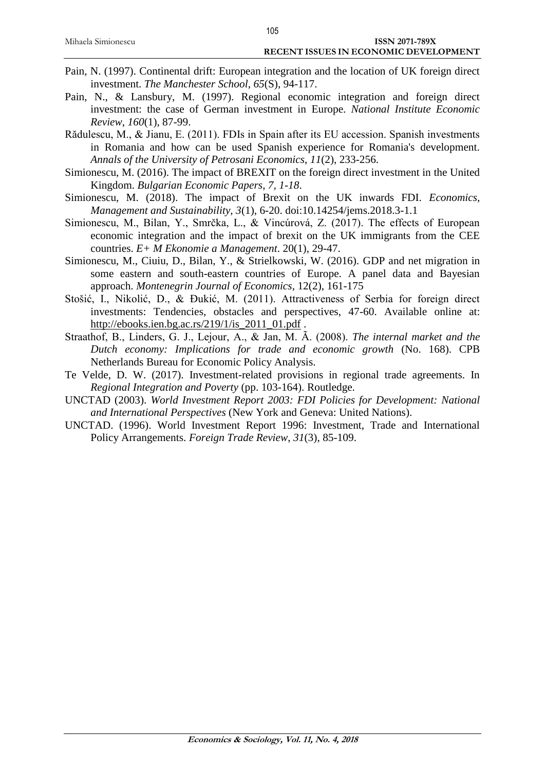Pain, N. (1997). Continental drift: European integration and the location of UK foreign direct investment. *The Manchester School*, *65*(S), 94-117.

Pain, N., & Lansbury, M. (1997). Regional economic integration and foreign direct investment: the case of German investment in Europe. *National Institute Economic Review*, *160*(1), 87-99.

Rădulescu, M., & Jianu, E. (2011). FDIs in Spain after its EU accession. Spanish investments in Romania and how can be used Spanish experience for Romania's development. *Annals of the University of Petrosani Economics*, *11*(2), 233-256.

Simionescu, M. (2016). The impact of BREXIT on the foreign direct investment in the United Kingdom. *Bulgarian Economic Papers*, *7, 1-18*.

Simionescu, M. (2018). The impact of Brexit on the UK inwards FDI. *Economics, Management and Sustainability*, *3*(1), 6-20. doi:10.14254/jems.2018.3-1.1

Simionescu, M., Bilan, Y., Smrčka, L., & Vincúrová, Z. (2017). The effects of European economic integration and the impact of brexit on the UK immigrants from the CEE countries. *E+ M Ekonomie a Management*. 20(1), 29-47.

Simionescu, M., Ciuiu, D., Bilan, Y., & Strielkowski, W. (2016). GDP and net migration in some eastern and south-eastern countries of Europe. A panel data and Bayesian approach. *Montenegrin Journal of Economics*, 12(2), 161-175

Stošić, I., Nikolić, D., & Đukić, M. (2011). Attractiveness of Serbia for foreign direct investments: Tendencies, obstacles and perspectives, 47-60. Available online at: http://ebooks.ien.bg.ac.rs/219/1/is_2011_01.pdf .

Straathof, B., Linders, G. J., Lejour, A., & Jan, M. Ã. (2008). *The internal market and the Dutch economy: Implications for trade and economic growth* (No. 168). CPB Netherlands Bureau for Economic Policy Analysis.

Te Velde, D. W. (2017). Investment-related provisions in regional trade agreements. In *Regional Integration and Poverty* (pp. 103-164). Routledge.

UNCTAD (2003). *World Investment Report 2003: FDI Policies for Development: National and International Perspectives* (New York and Geneva: United Nations).

UNCTAD. (1996). World Investment Report 1996: Investment, Trade and International Policy Arrangements. *Foreign Trade Review*, *31*(3), 85-109.